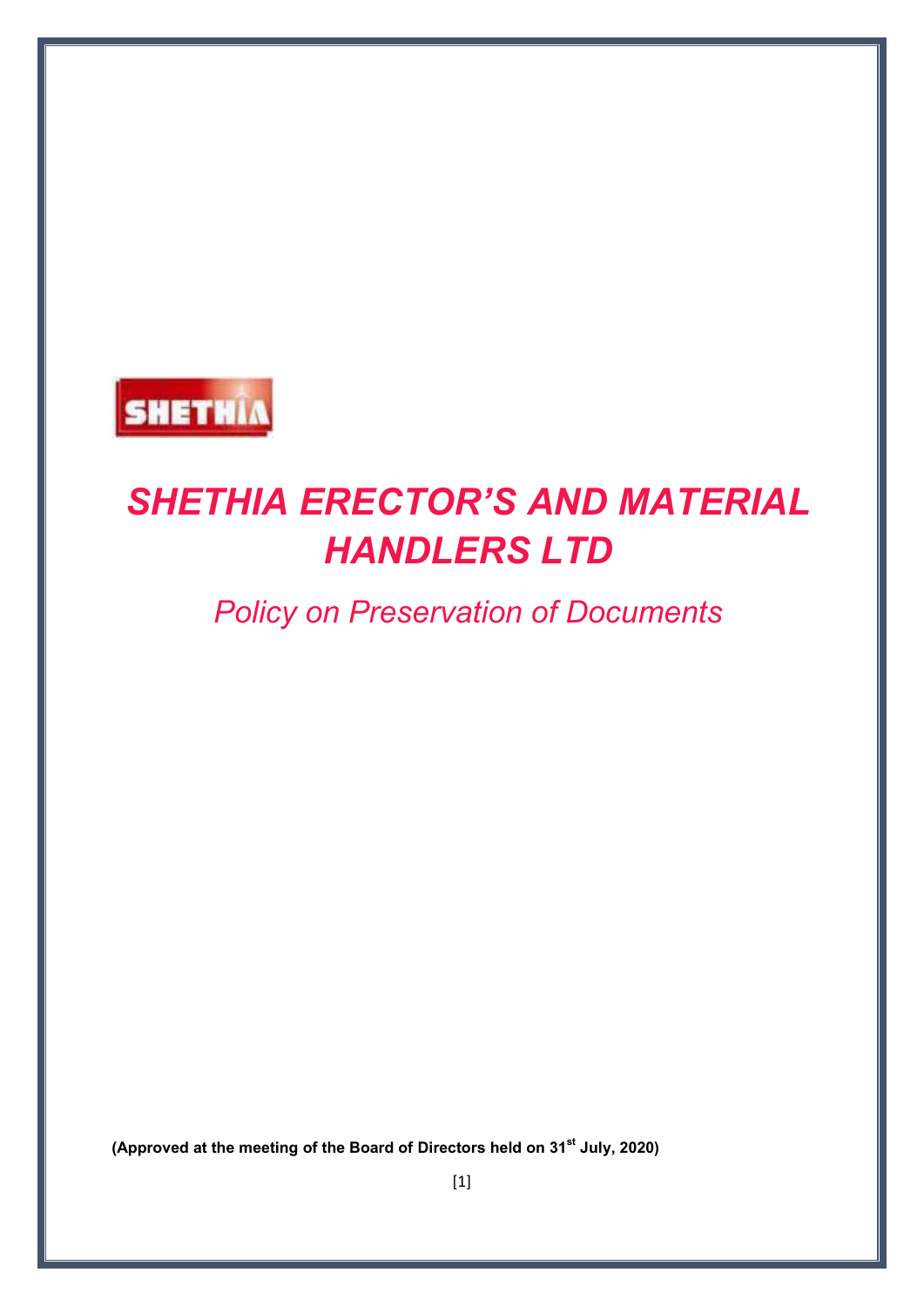SHETHIA

# *SHETHIA ERECTOR'S AND MATERIAL HANDLERS LTD*

## *Policy on Preservation of Documents*

**(Approved at the meeting of the Board of Directors held on 31st July, 2020)**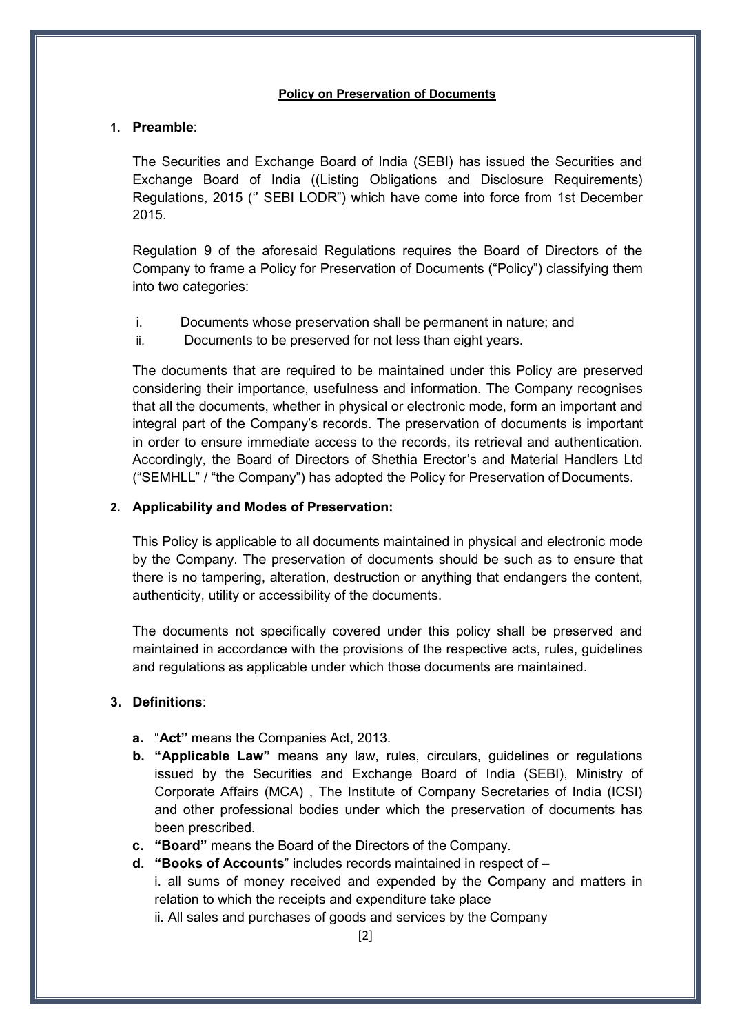**Policy on Preservation of Documents**

**1. Preamble**:

The Securities and Exchange Board of India (SEBI) has issued the Securities and Exchange Board of India ((Listing Obligations and Disclosure Requirements) Regulations, 2015 ('' SEBI LODR") which have come into force from 1st December 2015.

Regulation 9 of the aforesaid Regulations requires the Board of Directors of the Company to frame a Policy for Preservation of Documents ("Policy") classifying them into two categories:

i. Documents whose preservation shall be permanent in nature; and
ii. Documents to be preserved for not less than eight years.

The documents that are required to be maintained under this Policy are preserved considering their importance, usefulness and information. The Company recognises that all the documents, whether in physical or electronic mode, form an important and integral part of the Company's records. The preservation of documents is important in order to ensure immediate access to the records, its retrieval and authentication. Accordingly, the Board of Directors of Shethia Erector's and Material Handlers Ltd ("SEMHLL" / "the Company") has adopted the Policy for Preservation of Documents.

**2. Applicability and Modes of Preservation:**

This Policy is applicable to all documents maintained in physical and electronic mode by the Company. The preservation of documents should be such as to ensure that there is no tampering, alteration, destruction or anything that endangers the content, authenticity, utility or accessibility of the documents.

The documents not specifically covered under this policy shall be preserved and maintained in accordance with the provisions of the respective acts, rules, guidelines and regulations as applicable under which those documents are maintained.

**3. Definitions**:

- **a.** "**Act"** means the Companies Act, 2013.
- **b.** **"Applicable Law"** means any law, rules, circulars, guidelines or regulations issued by the Securities and Exchange Board of India (SEBI), Ministry of Corporate Affairs (MCA) , The Institute of Company Secretaries of India (ICSI) and other professional bodies under which the preservation of documents has been prescribed.
- **c.** **"Board"** means the Board of the Directors of the Company.
- **d.** **"Books of Accounts**" includes records maintained in respect of **–**
  i. all sums of money received and expended by the Company and matters in relation to which the receipts and expenditure take place
  ii. All sales and purchases of goods and services by the Company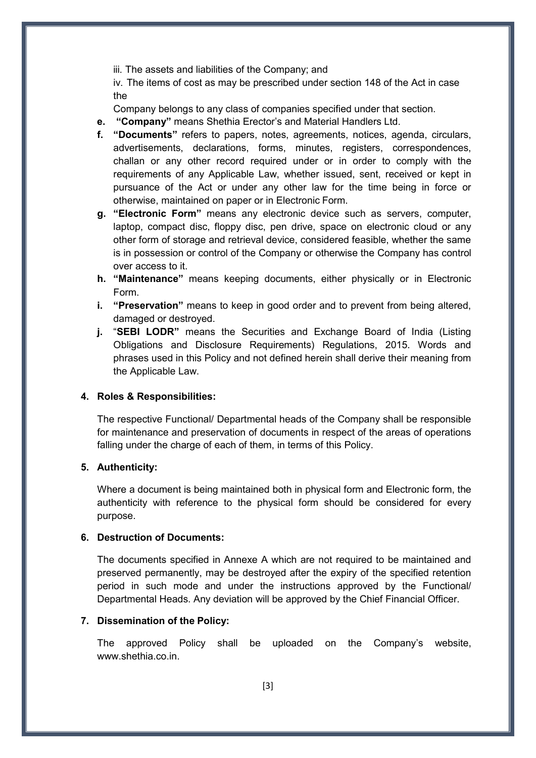iii. The assets and liabilities of the Company; and

iv. The items of cost as may be prescribed under section 148 of the Act in case the

Company belongs to any class of companies specified under that section.

e. **"Company"** means Shethia Erector's and Material Handlers Ltd.

f. **"Documents"** refers to papers, notes, agreements, notices, agenda, circulars, advertisements, declarations, forms, minutes, registers, correspondences, challan or any other record required under or in order to comply with the requirements of any Applicable Law, whether issued, sent, received or kept in pursuance of the Act or under any other law for the time being in force or otherwise, maintained on paper or in Electronic Form.

g. **"Electronic Form"** means any electronic device such as servers, computer, laptop, compact disc, floppy disc, pen drive, space on electronic cloud or any other form of storage and retrieval device, considered feasible, whether the same is in possession or control of the Company or otherwise the Company has control over access to it.

h. **"Maintenance"** means keeping documents, either physically or in Electronic Form.

i. **"Preservation"** means to keep in good order and to prevent from being altered, damaged or destroyed.

j. "**SEBI LODR"** means the Securities and Exchange Board of India (Listing Obligations and Disclosure Requirements) Regulations, 2015. Words and phrases used in this Policy and not defined herein shall derive their meaning from the Applicable Law.

**4. Roles & Responsibilities:**

The respective Functional/ Departmental heads of the Company shall be responsible for maintenance and preservation of documents in respect of the areas of operations falling under the charge of each of them, in terms of this Policy.

**5. Authenticity:**

Where a document is being maintained both in physical form and Electronic form, the authenticity with reference to the physical form should be considered for every purpose.

**6. Destruction of Documents:**

The documents specified in Annexe A which are not required to be maintained and preserved permanently, may be destroyed after the expiry of the specified retention period in such mode and under the instructions approved by the Functional/ Departmental Heads. Any deviation will be approved by the Chief Financial Officer.

**7. Dissemination of the Policy:**

The approved Policy shall be uploaded on the Company's website, www.shethia.co.in.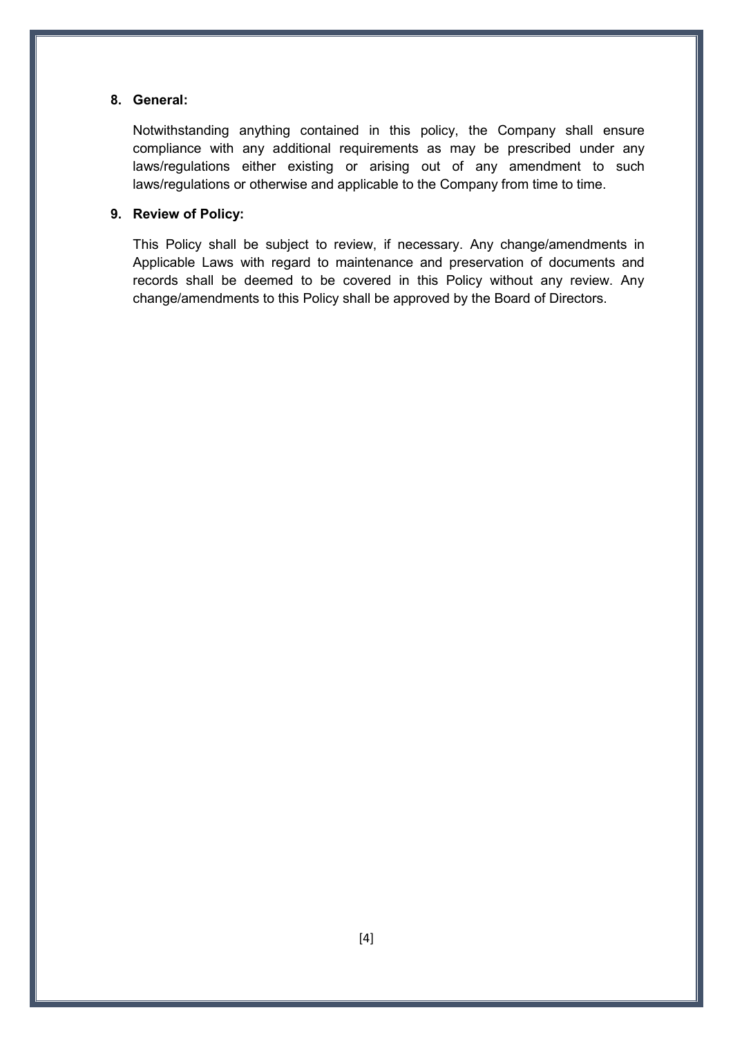**8. General:**

Notwithstanding anything contained in this policy, the Company shall ensure compliance with any additional requirements as may be prescribed under any laws/regulations either existing or arising out of any amendment to such laws/regulations or otherwise and applicable to the Company from time to time.

**9. Review of Policy:**

This Policy shall be subject to review, if necessary. Any change/amendments in Applicable Laws with regard to maintenance and preservation of documents and records shall be deemed to be covered in this Policy without any review. Any change/amendments to this Policy shall be approved by the Board of Directors.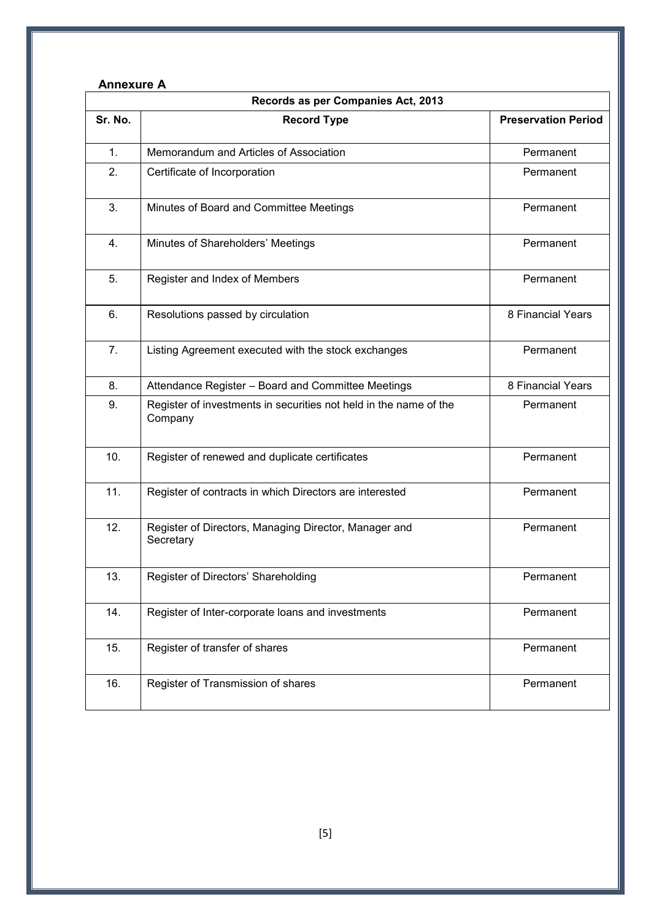**Annexure A**

| Records as per Companies Act, 2013 | | |
|---|---|---|
| **Sr. No.** | **Record Type** | **Preservation Period** |
| 1. | Memorandum and Articles of Association | Permanent |
| 2. | Certificate of Incorporation | Permanent |
| 3. | Minutes of Board and Committee Meetings | Permanent |
| 4. | Minutes of Shareholders' Meetings | Permanent |
| 5. | Register and Index of Members | Permanent |
| 6. | Resolutions passed by circulation | 8 Financial Years |
| 7. | Listing Agreement executed with the stock exchanges | Permanent |
| 8. | Attendance Register – Board and Committee Meetings | 8 Financial Years |
| 9. | Register of investments in securities not held in the name of the Company | Permanent |
| 10. | Register of renewed and duplicate certificates | Permanent |
| 11. | Register of contracts in which Directors are interested | Permanent |
| 12. | Register of Directors, Managing Director, Manager and Secretary | Permanent |
| 13. | Register of Directors' Shareholding | Permanent |
| 14. | Register of Inter-corporate loans and investments | Permanent |
| 15. | Register of transfer of shares | Permanent |
| 16. | Register of Transmission of shares | Permanent |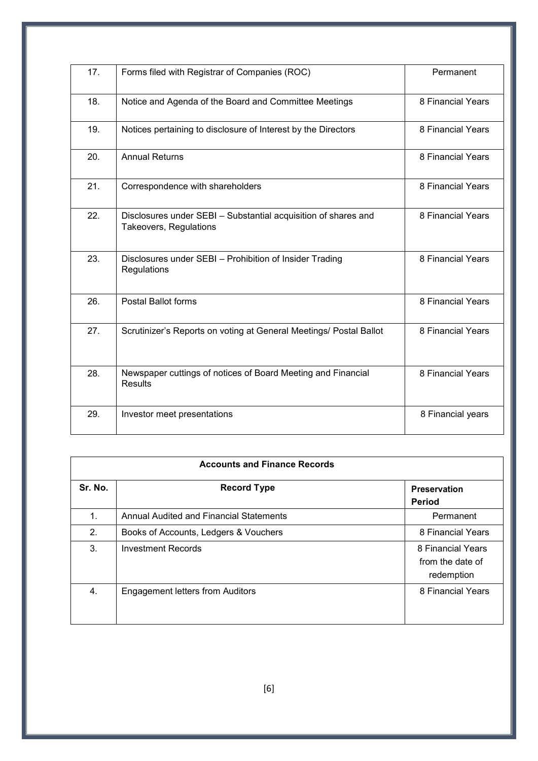| | | |
|---|---|---|
| 17. | Forms filed with Registrar of Companies (ROC) | Permanent |
| 18. | Notice and Agenda of the Board and Committee Meetings | 8 Financial Years |
| 19. | Notices pertaining to disclosure of Interest by the Directors | 8 Financial Years |
| 20. | Annual Returns | 8 Financial Years |
| 21. | Correspondence with shareholders | 8 Financial Years |
| 22. | Disclosures under SEBI – Substantial acquisition of shares and Takeovers, Regulations | 8 Financial Years |
| 23. | Disclosures under SEBI – Prohibition of Insider Trading Regulations | 8 Financial Years |
| 26. | Postal Ballot forms | 8 Financial Years |
| 27. | Scrutinizer's Reports on voting at General Meetings/ Postal Ballot | 8 Financial Years |
| 28. | Newspaper cuttings of notices of Board Meeting and Financial Results | 8 Financial Years |
| 29. | Investor meet presentations | 8 Financial years |

| **Accounts and Finance Records** | | |
|---|---|---|
| **Sr. No.** | **Record Type** | **Preservation Period** |
| 1. | Annual Audited and Financial Statements | Permanent |
| 2. | Books of Accounts, Ledgers & Vouchers | 8 Financial Years |
| 3. | Investment Records | 8 Financial Years from the date of redemption |
| 4. | Engagement letters from Auditors | 8 Financial Years |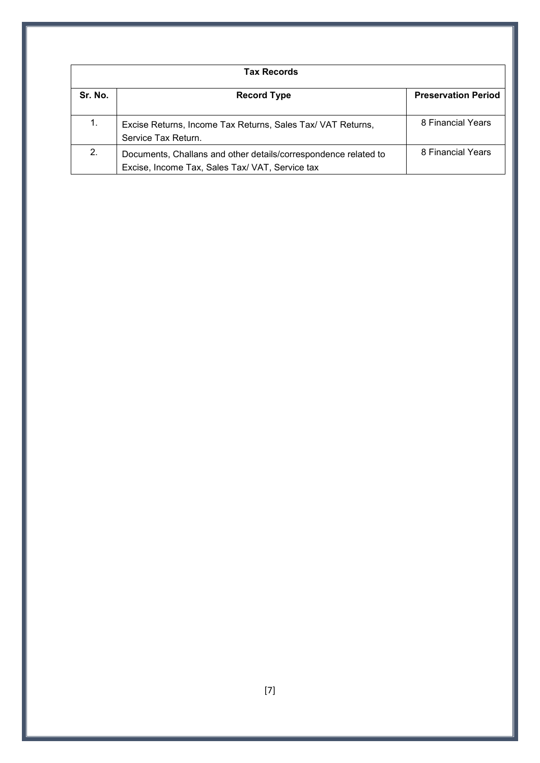| Tax Records | | |
|---|---|---|
| **Sr. No.** | **Record Type** | **Preservation Period** |
| 1. | Excise Returns, Income Tax Returns, Sales Tax/ VAT Returns, Service Tax Return. | 8 Financial Years |
| 2. | Documents, Challans and other details/correspondence related to Excise, Income Tax, Sales Tax/ VAT, Service tax | 8 Financial Years |